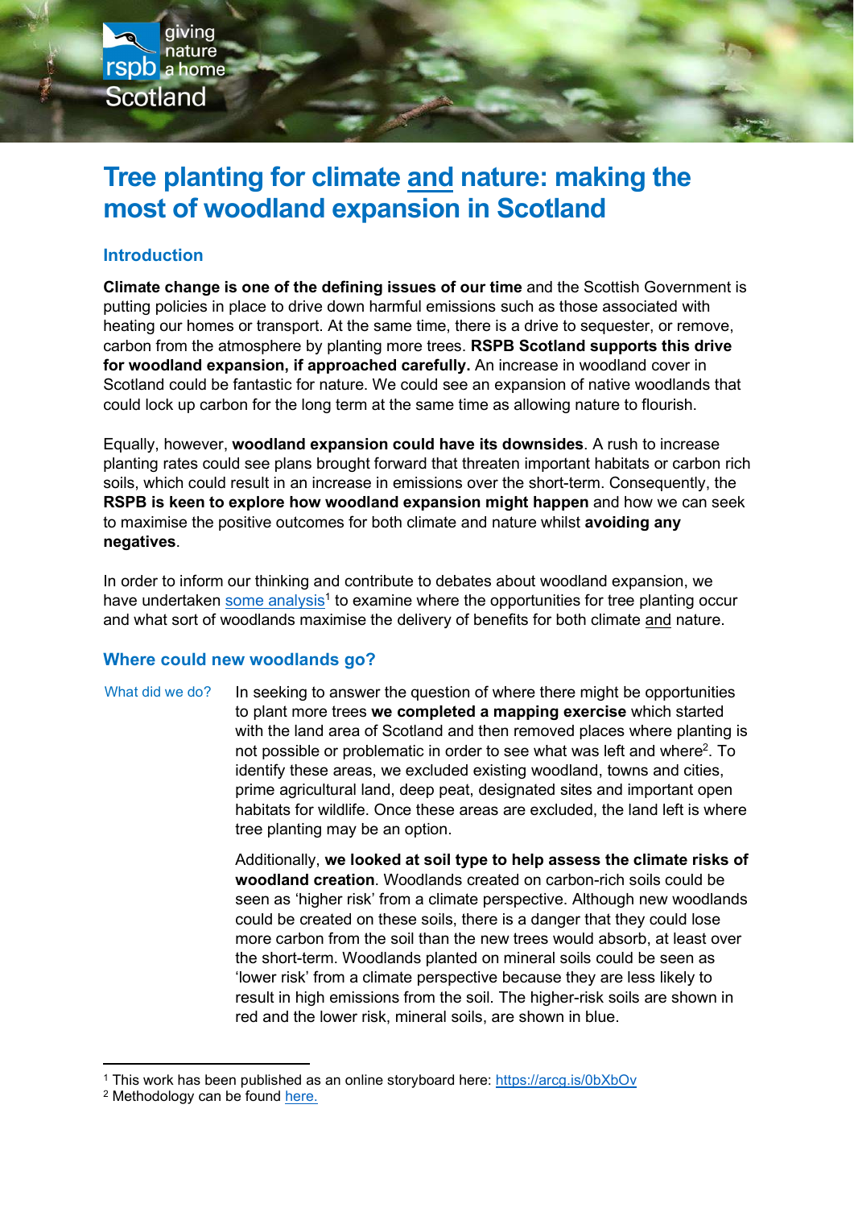# Tree planting for climate and nature: making the most of woodland expansion in Scotland

## Introduction

**Climate change is one of the defining issues of our time** and the Scottish Government is putting policies in place to drive down harmful emissions such as those associated with heating our homes or transport. At the same time, there is a drive to sequester, or remove, carbon from the atmosphere by planting more trees. **RSPB Scotland supports this drive for woodland expansion, if approached carefully.** An increase in woodland cover in Scotland could be fantastic for nature. We could see an expansion of native woodlands that could lock up carbon for the long term at the same time as allowing nature to flourish.

Equally, however, **woodland expansion could have its downsides**. A rush to increase planting rates could see plans brought forward that threaten important habitats or carbon rich soils, which could result in an increase in emissions over the short-term. Consequently, the **RSPB is keen to explore how woodland expansion might happen** and how we can seek to maximise the positive outcomes for both climate and nature whilst **avoiding any negatives**.

In order to inform our thinking and contribute to debates about woodland expansion, we have undertaken some analysis[1] to examine where the opportunities for tree planting occur and what sort of woodlands maximise the delivery of benefits for both climate and nature.

## Where could new woodlands go?

### What did we do?

In seeking to answer the question of where there might be opportunities to plant more trees **we completed a mapping exercise** which started with the land area of Scotland and then removed places where planting is not possible or problematic in order to see what was left and where[2]. To identify these areas, we excluded existing woodland, towns and cities, prime agricultural land, deep peat, designated sites and important open habitats for wildlife. Once these areas are excluded, the land left is where tree planting may be an option.

Additionally, **we looked at soil type to help assess the climate risks of woodland creation**. Woodlands created on carbon-rich soils could be seen as 'higher risk' from a climate perspective. Although new woodlands could be created on these soils, there is a danger that they could lose more carbon from the soil than the new trees would absorb, at least over the short-term. Woodlands planted on mineral soils could be seen as 'lower risk' from a climate perspective because they are less likely to result in high emissions from the soil. The higher-risk soils are shown in red and the lower risk, mineral soils, are shown in blue.

---

[1] This work has been published as an online storyboard here: https://arcg.is/0bXbOv

[2] Methodology can be found here.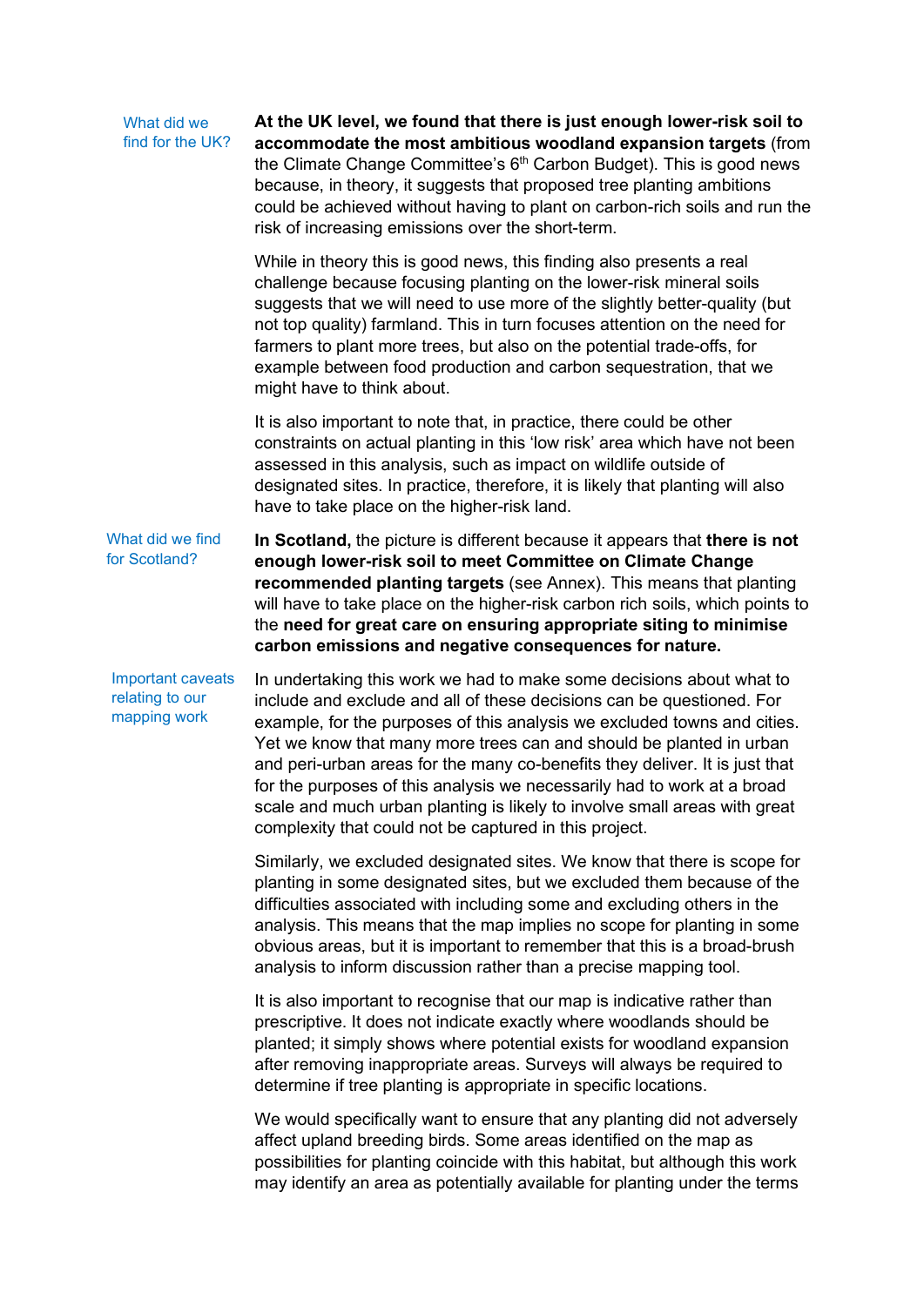### What did we find for the UK?

**At the UK level, we found that there is just enough lower-risk soil to accommodate the most ambitious woodland expansion targets** (from the Climate Change Committee's 6th Carbon Budget). This is good news because, in theory, it suggests that proposed tree planting ambitions could be achieved without having to plant on carbon-rich soils and run the risk of increasing emissions over the short-term.

While in theory this is good news, this finding also presents a real challenge because focusing planting on the lower-risk mineral soils suggests that we will need to use more of the slightly better-quality (but not top quality) farmland. This in turn focuses attention on the need for farmers to plant more trees, but also on the potential trade-offs, for example between food production and carbon sequestration, that we might have to think about.

It is also important to note that, in practice, there could be other constraints on actual planting in this 'low risk' area which have not been assessed in this analysis, such as impact on wildlife outside of designated sites. In practice, therefore, it is likely that planting will also have to take place on the higher-risk land.

### What did we find for Scotland?

**In Scotland,** the picture is different because it appears that **there is not enough lower-risk soil to meet Committee on Climate Change recommended planting targets** (see Annex). This means that planting will have to take place on the higher-risk carbon rich soils, which points to the **need for great care on ensuring appropriate siting to minimise carbon emissions and negative consequences for nature.**

### Important caveats relating to our mapping work

In undertaking this work we had to make some decisions about what to include and exclude and all of these decisions can be questioned. For example, for the purposes of this analysis we excluded towns and cities. Yet we know that many more trees can and should be planted in urban and peri-urban areas for the many co-benefits they deliver. It is just that for the purposes of this analysis we necessarily had to work at a broad scale and much urban planting is likely to involve small areas with great complexity that could not be captured in this project.

Similarly, we excluded designated sites. We know that there is scope for planting in some designated sites, but we excluded them because of the difficulties associated with including some and excluding others in the analysis. This means that the map implies no scope for planting in some obvious areas, but it is important to remember that this is a broad-brush analysis to inform discussion rather than a precise mapping tool.

It is also important to recognise that our map is indicative rather than prescriptive. It does not indicate exactly where woodlands should be planted; it simply shows where potential exists for woodland expansion after removing inappropriate areas. Surveys will always be required to determine if tree planting is appropriate in specific locations.

We would specifically want to ensure that any planting did not adversely affect upland breeding birds. Some areas identified on the map as possibilities for planting coincide with this habitat, but although this work may identify an area as potentially available for planting under the terms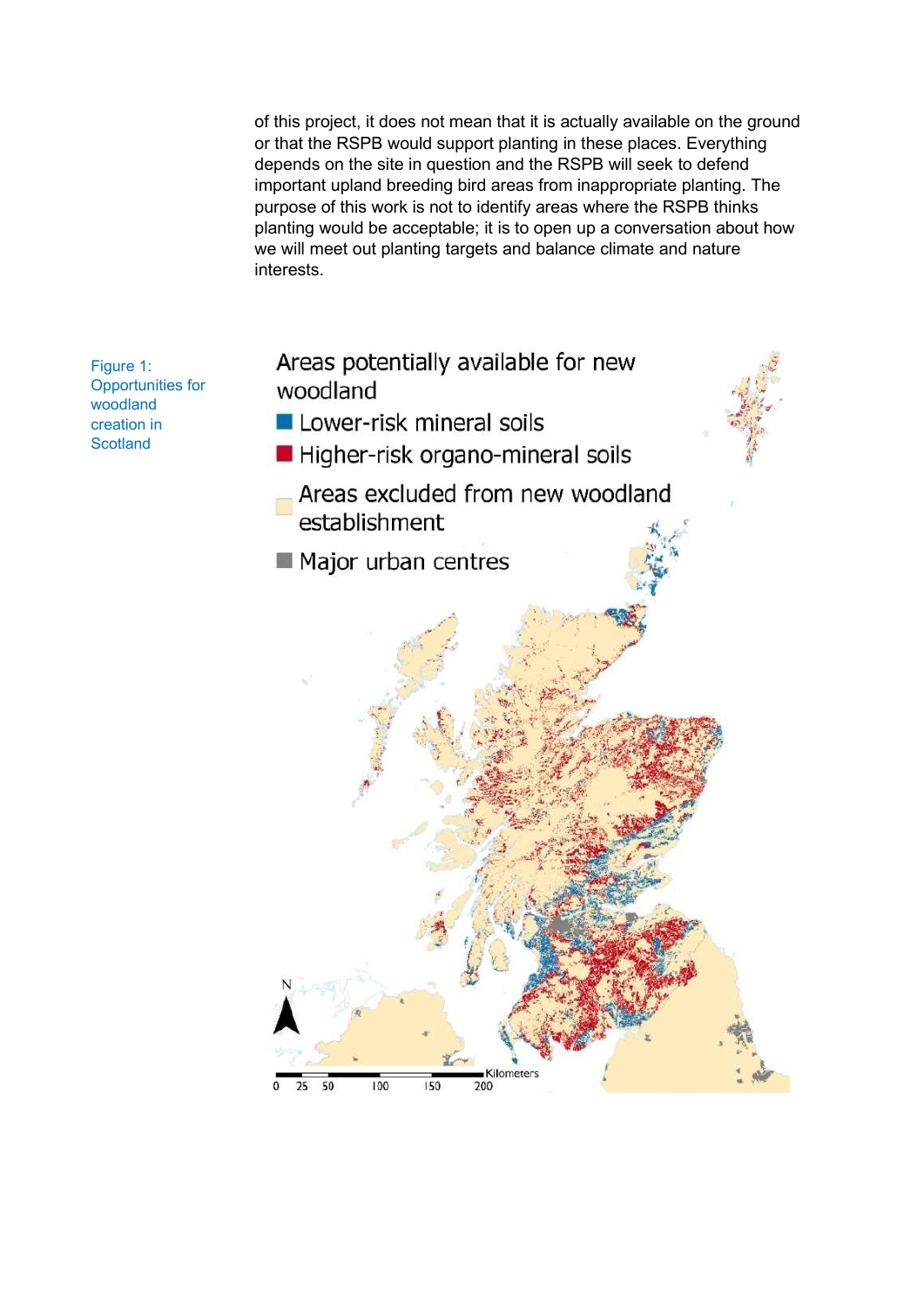of this project, it does not mean that it is actually available on the ground or that the RSPB would support planting in these places. Everything depends on the site in question and the RSPB will seek to defend important upland breeding bird areas from inappropriate planting. The purpose of this work is not to identify areas where the RSPB thinks planting would be acceptable; it is to open up a conversation about how we will meet out planting targets and balance climate and nature interests.

Figure 1: Opportunities for woodland creation in Scotland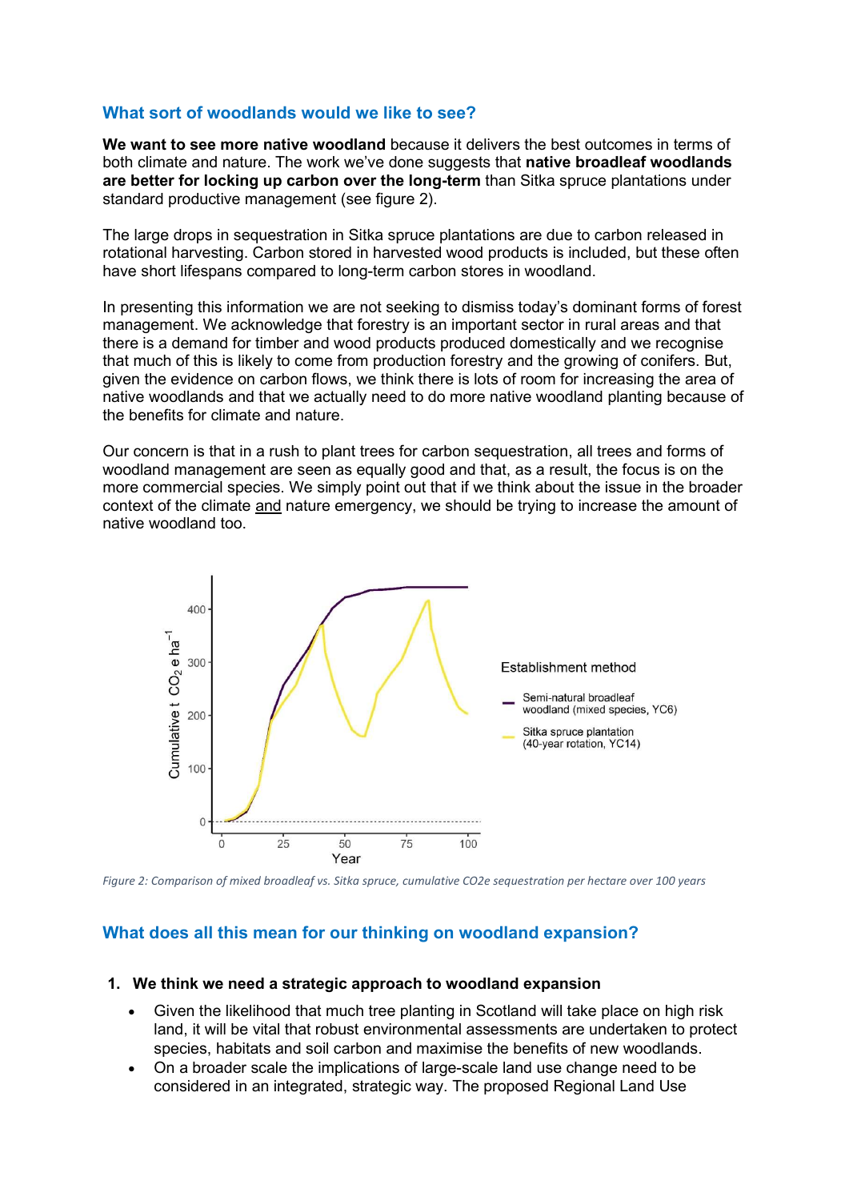## What sort of woodlands would we like to see?

**We want to see more native woodland** because it delivers the best outcomes in terms of both climate and nature. The work we've done suggests that **native broadleaf woodlands are better for locking up carbon over the long-term** than Sitka spruce plantations under standard productive management (see figure 2).

The large drops in sequestration in Sitka spruce plantations are due to carbon released in rotational harvesting. Carbon stored in harvested wood products is included, but these often have short lifespans compared to long-term carbon stores in woodland.

In presenting this information we are not seeking to dismiss today's dominant forms of forest management. We acknowledge that forestry is an important sector in rural areas and that there is a demand for timber and wood products produced domestically and we recognise that much of this is likely to come from production forestry and the growing of conifers. But, given the evidence on carbon flows, we think there is lots of room for increasing the area of native woodlands and that we actually need to do more native woodland planting because of the benefits for climate and nature.

Our concern is that in a rush to plant trees for carbon sequestration, all trees and forms of woodland management are seen as equally good and that, as a result, the focus is on the more commercial species. We simply point out that if we think about the issue in the broader context of the climate and nature emergency, we should be trying to increase the amount of native woodland too.

*Figure 2: Comparison of mixed broadleaf vs. Sitka spruce, cumulative CO2e sequestration per hectare over 100 years*

## What does all this mean for our thinking on woodland expansion?

1. **We think we need a strategic approach to woodland expansion**
   - Given the likelihood that much tree planting in Scotland will take place on high risk land, it will be vital that robust environmental assessments are undertaken to protect species, habitats and soil carbon and maximise the benefits of new woodlands.
   - On a broader scale the implications of large-scale land use change need to be considered in an integrated, strategic way. The proposed Regional Land Use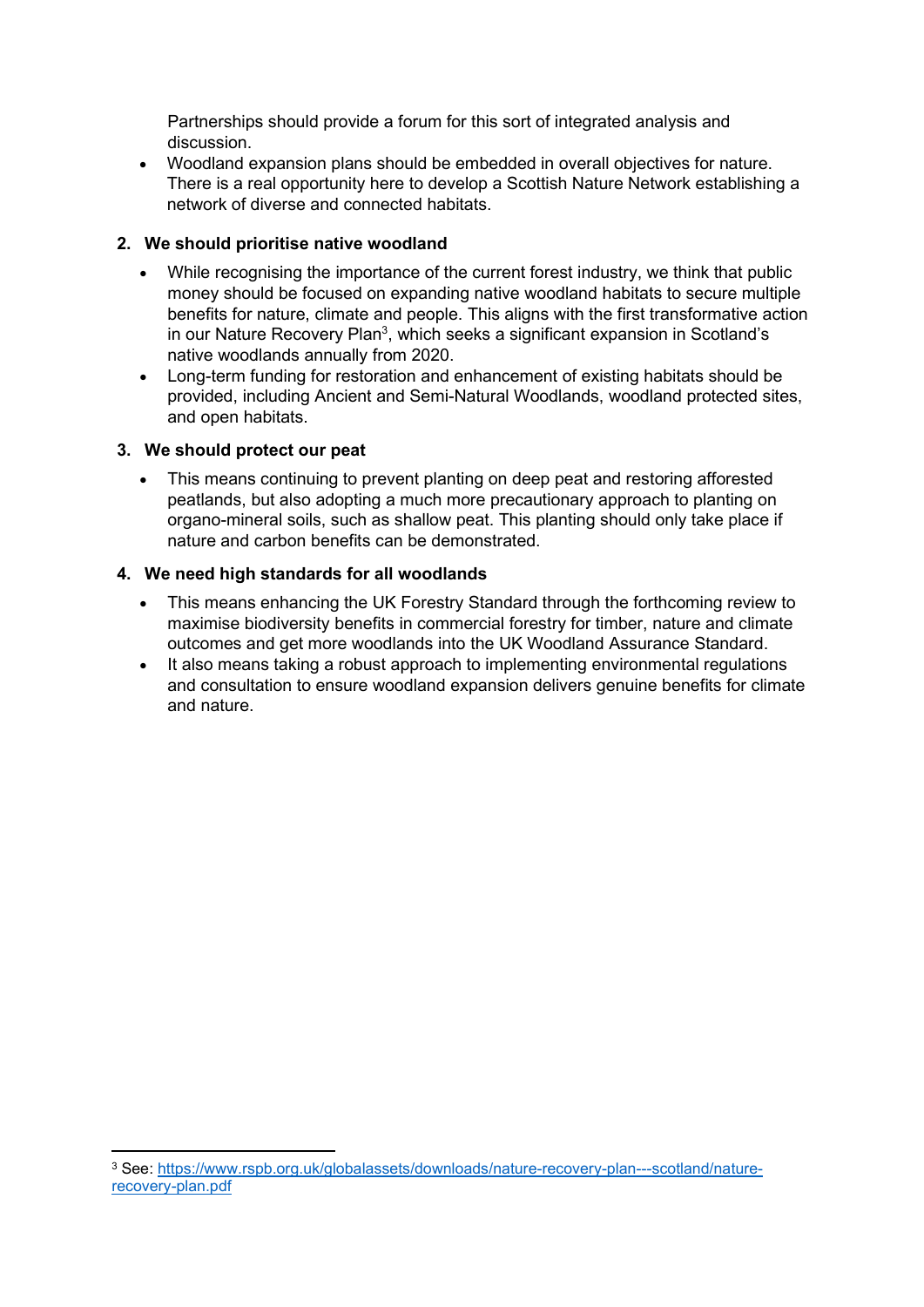Partnerships should provide a forum for this sort of integrated analysis and discussion.

- Woodland expansion plans should be embedded in overall objectives for nature. There is a real opportunity here to develop a Scottish Nature Network establishing a network of diverse and connected habitats.

2. **We should prioritise native woodland**

- While recognising the importance of the current forest industry, we think that public money should be focused on expanding native woodland habitats to secure multiple benefits for nature, climate and people. This aligns with the first transformative action in our Nature Recovery Plan[3], which seeks a significant expansion in Scotland's native woodlands annually from 2020.
- Long-term funding for restoration and enhancement of existing habitats should be provided, including Ancient and Semi-Natural Woodlands, woodland protected sites, and open habitats.

3. **We should protect our peat**

- This means continuing to prevent planting on deep peat and restoring afforested peatlands, but also adopting a much more precautionary approach to planting on organo-mineral soils, such as shallow peat. This planting should only take place if nature and carbon benefits can be demonstrated.

4. **We need high standards for all woodlands**

- This means enhancing the UK Forestry Standard through the forthcoming review to maximise biodiversity benefits in commercial forestry for timber, nature and climate outcomes and get more woodlands into the UK Woodland Assurance Standard.
- It also means taking a robust approach to implementing environmental regulations and consultation to ensure woodland expansion delivers genuine benefits for climate and nature.

---

[3] See: https://www.rspb.org.uk/globalassets/downloads/nature-recovery-plan---scotland/nature-recovery-plan.pdf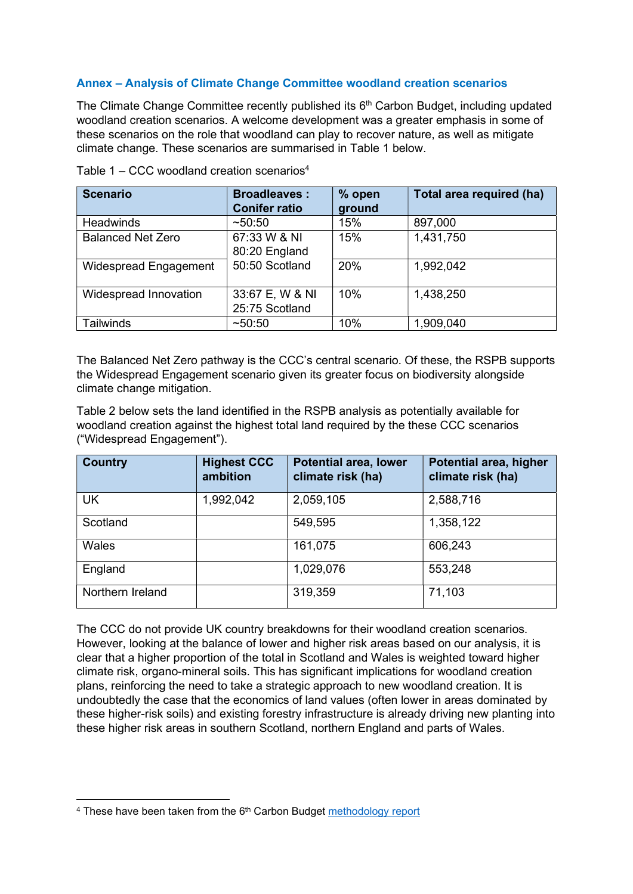## Annex – Analysis of Climate Change Committee woodland creation scenarios

The Climate Change Committee recently published its 6th Carbon Budget, including updated woodland creation scenarios. A welcome development was a greater emphasis in some of these scenarios on the role that woodland can play to recover nature, as well as mitigate climate change. These scenarios are summarised in Table 1 below.

Table 1 – CCC woodland creation scenarios[4]

| Scenario | Broadleaves : Conifer ratio | % open ground | Total area required (ha) |
|---|---|---|---|
| Headwinds | ~50:50 | 15% | 897,000 |
| Balanced Net Zero | 67:33 W & NI<br>80:20 England<br>50:50 Scotland | 15% | 1,431,750 |
| Widespread Engagement | | 20% | 1,992,042 |
| Widespread Innovation | 33:67 E, W & NI<br>25:75 Scotland | 10% | 1,438,250 |
| Tailwinds | ~50:50 | 10% | 1,909,040 |

The Balanced Net Zero pathway is the CCC's central scenario. Of these, the RSPB supports the Widespread Engagement scenario given its greater focus on biodiversity alongside climate change mitigation.

Table 2 below sets the land identified in the RSPB analysis as potentially available for woodland creation against the highest total land required by the these CCC scenarios ("Widespread Engagement").

| Country | Highest CCC ambition | Potential area, lower climate risk (ha) | Potential area, higher climate risk (ha) |
|---|---|---|---|
| UK | 1,992,042 | 2,059,105 | 2,588,716 |
| Scotland | | 549,595 | 1,358,122 |
| Wales | | 161,075 | 606,243 |
| England | | 1,029,076 | 553,248 |
| Northern Ireland | | 319,359 | 71,103 |

The CCC do not provide UK country breakdowns for their woodland creation scenarios. However, looking at the balance of lower and higher risk areas based on our analysis, it is clear that a higher proportion of the total in Scotland and Wales is weighted toward higher climate risk, organo-mineral soils. This has significant implications for woodland creation plans, reinforcing the need to take a strategic approach to new woodland creation. It is undoubtedly the case that the economics of land values (often lower in areas dominated by these higher-risk soils) and existing forestry infrastructure is already driving new planting into these higher risk areas in southern Scotland, northern England and parts of Wales.

---

[4] These have been taken from the 6th Carbon Budget methodology report